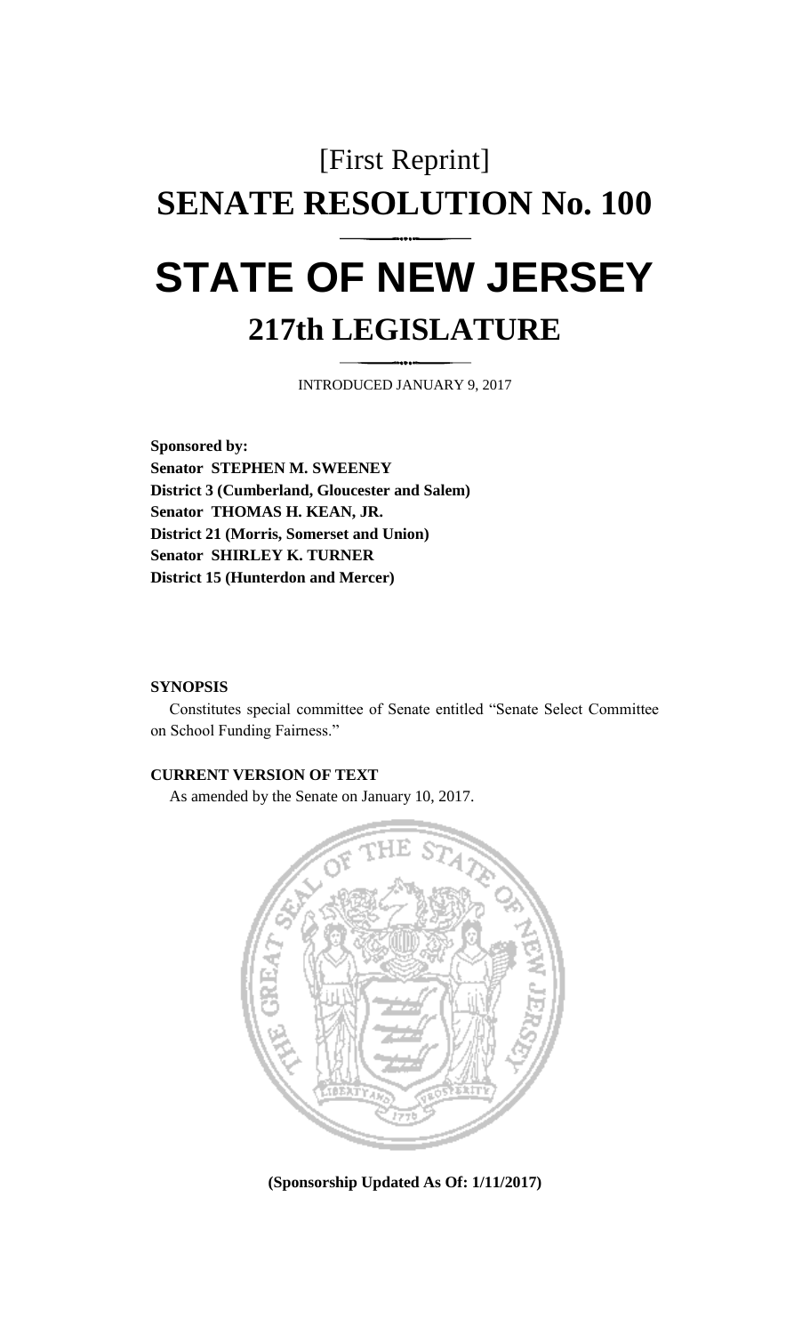[First Reprint]

# SENATE RESOLUTION No. 100

# STATE OF NEW JERSEY

## 217th LEGISLATURE

INTRODUCED JANUARY 9, 2017

**Sponsored by:**
**Senator STEPHEN M. SWEENEY**
**District 3 (Cumberland, Gloucester and Salem)**
**Senator THOMAS H. KEAN, JR.**
**District 21 (Morris, Somerset and Union)**
**Senator SHIRLEY K. TURNER**
**District 15 (Hunterdon and Mercer)**

**SYNOPSIS**

Constitutes special committee of Senate entitled "Senate Select Committee on School Funding Fairness."

**CURRENT VERSION OF TEXT**

As amended by the Senate on January 10, 2017.

**(Sponsorship Updated As Of: 1/11/2017)**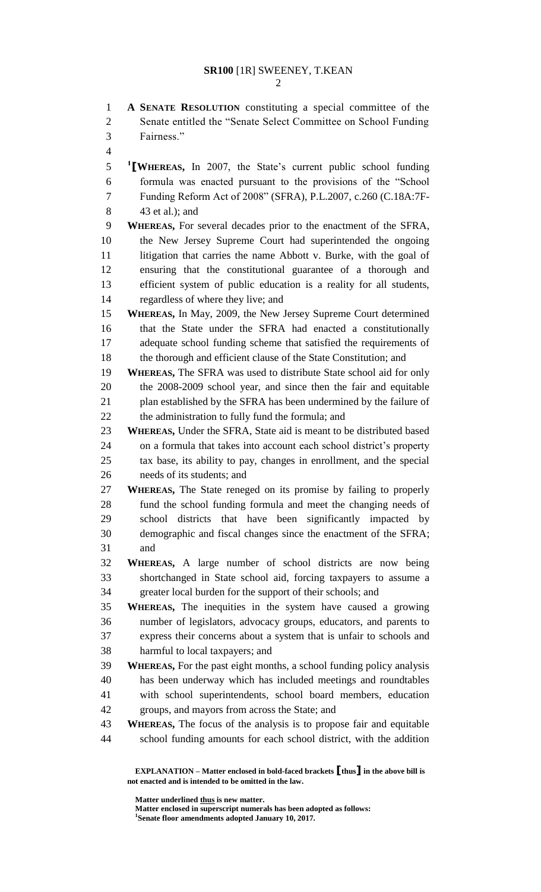**A SENATE RESOLUTION** constituting a special committee of the Senate entitled the "Senate Select Committee on School Funding Fairness."

[1]**[WHEREAS,** In 2007, the State's current public school funding formula was enacted pursuant to the provisions of the "School Funding Reform Act of 2008" (SFRA), P.L.2007, c.260 (C.18A:7F-43 et al.); and

**WHEREAS,** For several decades prior to the enactment of the SFRA, the New Jersey Supreme Court had superintended the ongoing litigation that carries the name Abbott v. Burke, with the goal of ensuring that the constitutional guarantee of a thorough and efficient system of public education is a reality for all students, regardless of where they live; and

**WHEREAS,** In May, 2009, the New Jersey Supreme Court determined that the State under the SFRA had enacted a constitutionally adequate school funding scheme that satisfied the requirements of the thorough and efficient clause of the State Constitution; and

**WHEREAS,** The SFRA was used to distribute State school aid for only the 2008-2009 school year, and since then the fair and equitable plan established by the SFRA has been undermined by the failure of the administration to fully fund the formula; and

**WHEREAS,** Under the SFRA, State aid is meant to be distributed based on a formula that takes into account each school district's property tax base, its ability to pay, changes in enrollment, and the special needs of its students; and

**WHEREAS,** The State reneged on its promise by failing to properly fund the school funding formula and meet the changing needs of school districts that have been significantly impacted by demographic and fiscal changes since the enactment of the SFRA; and

**WHEREAS,** A large number of school districts are now being shortchanged in State school aid, forcing taxpayers to assume a greater local burden for the support of their schools; and

**WHEREAS,** The inequities in the system have caused a growing number of legislators, advocacy groups, educators, and parents to express their concerns about a system that is unfair to schools and harmful to local taxpayers; and

**WHEREAS,** For the past eight months, a school funding policy analysis has been underway which has included meetings and roundtables with school superintendents, school board members, education groups, and mayors from across the State; and

**WHEREAS,** The focus of the analysis is to propose fair and equitable school funding amounts for each school district, with the addition

---

**EXPLANATION – Matter enclosed in bold-faced brackets [thus] in the above bill is not enacted and is intended to be omitted in the law.**

**Matter underlined thus is new matter.**
**Matter enclosed in superscript numerals has been adopted as follows:**
[1]**Senate floor amendments adopted January 10, 2017.**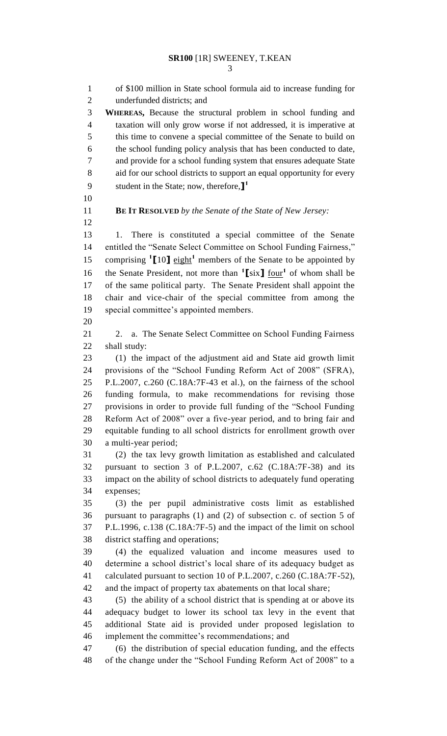of $100 million in State school formula aid to increase funding for underfunded districts; and

**WHEREAS,** Because the structural problem in school funding and taxation will only grow worse if not addressed, it is imperative at this time to convene a special committee of the Senate to build on the school funding policy analysis that has been conducted to date, and provide for a school funding system that ensures adequate State aid for our school districts to support an equal opportunity for every student in the State; now, therefore,][1]

**BE IT RESOLVED** *by the Senate of the State of New Jersey:*

1. There is constituted a special committee of the Senate entitled the "Senate Select Committee on School Funding Fairness," comprising [1][10] eight[1] members of the Senate to be appointed by the Senate President, not more than [1][six] four[1] of whom shall be of the same political party. The Senate President shall appoint the chair and vice-chair of the special committee from among the special committee's appointed members.

2. a. The Senate Select Committee on School Funding Fairness shall study:

(1) the impact of the adjustment aid and State aid growth limit provisions of the "School Funding Reform Act of 2008" (SFRA), P.L.2007, c.260 (C.18A:7F-43 et al.), on the fairness of the school funding formula, to make recommendations for revising those provisions in order to provide full funding of the "School Funding Reform Act of 2008" over a five-year period, and to bring fair and equitable funding to all school districts for enrollment growth over a multi-year period;

(2) the tax levy growth limitation as established and calculated pursuant to section 3 of P.L.2007, c.62 (C.18A:7F-38) and its impact on the ability of school districts to adequately fund operating expenses;

(3) the per pupil administrative costs limit as established pursuant to paragraphs (1) and (2) of subsection c. of section 5 of P.L.1996, c.138 (C.18A:7F-5) and the impact of the limit on school district staffing and operations;

(4) the equalized valuation and income measures used to determine a school district's local share of its adequacy budget as calculated pursuant to section 10 of P.L.2007, c.260 (C.18A:7F-52), and the impact of property tax abatements on that local share;

(5) the ability of a school district that is spending at or above its adequacy budget to lower its school tax levy in the event that additional State aid is provided under proposed legislation to implement the committee's recommendations; and

(6) the distribution of special education funding, and the effects of the change under the "School Funding Reform Act of 2008" to a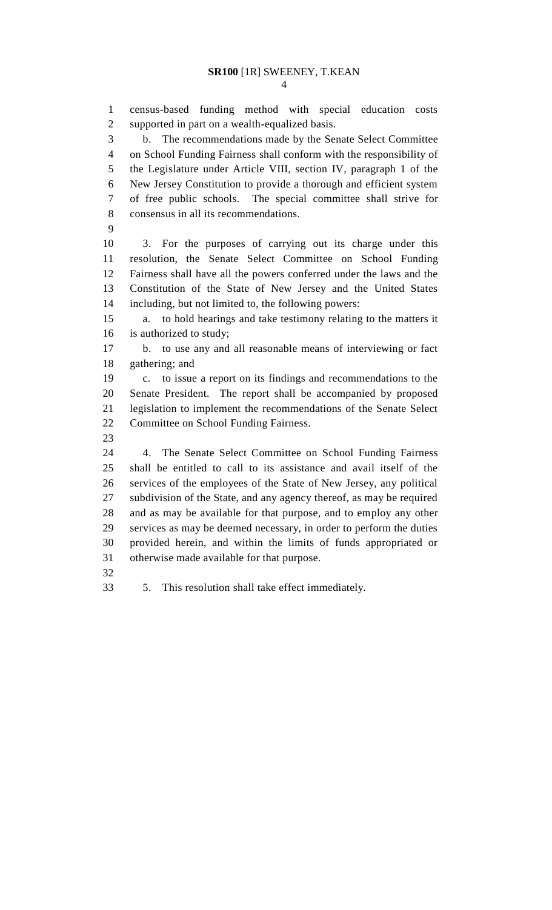census-based funding method with special education costs supported in part on a wealth-equalized basis.

b. The recommendations made by the Senate Select Committee on School Funding Fairness shall conform with the responsibility of the Legislature under Article VIII, section IV, paragraph 1 of the New Jersey Constitution to provide a thorough and efficient system of free public schools. The special committee shall strive for consensus in all its recommendations.

3. For the purposes of carrying out its charge under this resolution, the Senate Select Committee on School Funding Fairness shall have all the powers conferred under the laws and the Constitution of the State of New Jersey and the United States including, but not limited to, the following powers:

a. to hold hearings and take testimony relating to the matters it is authorized to study;

b. to use any and all reasonable means of interviewing or fact gathering; and

c. to issue a report on its findings and recommendations to the Senate President. The report shall be accompanied by proposed legislation to implement the recommendations of the Senate Select Committee on School Funding Fairness.

4. The Senate Select Committee on School Funding Fairness shall be entitled to call to its assistance and avail itself of the services of the employees of the State of New Jersey, any political subdivision of the State, and any agency thereof, as may be required and as may be available for that purpose, and to employ any other services as may be deemed necessary, in order to perform the duties provided herein, and within the limits of funds appropriated or otherwise made available for that purpose.

5. This resolution shall take effect immediately.